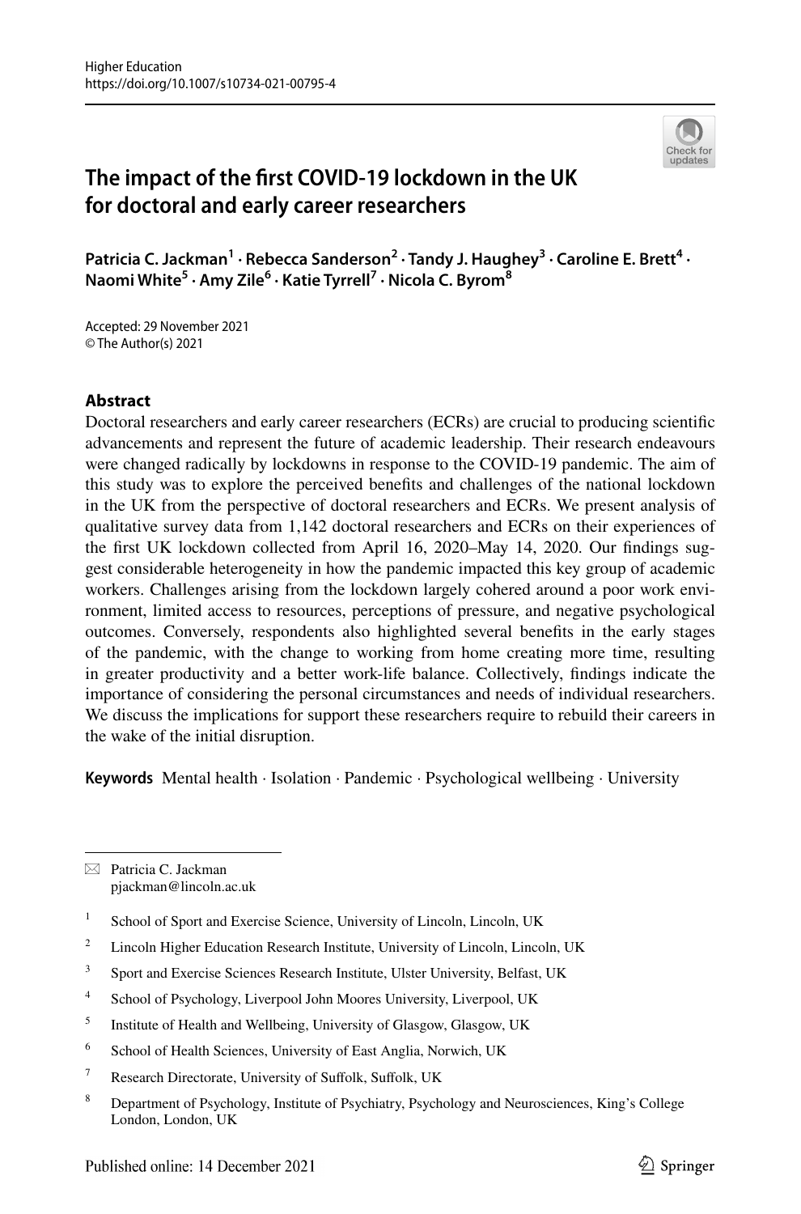Higher Education
https://doi.org/10.1007/s10734-021-00795-4

# The impact of the first COVID-19 lockdown in the UK for doctoral and early career researchers

**Patricia C. Jackman[1] · Rebecca Sanderson[2] · Tandy J. Haughey[3] · Caroline E. Brett[4] · Naomi White[5] · Amy Zile[6] · Katie Tyrrell[7] · Nicola C. Byrom[8]**

Accepted: 29 November 2021
© The Author(s) 2021

## Abstract

Doctoral researchers and early career researchers (ECRs) are crucial to producing scientific advancements and represent the future of academic leadership. Their research endeavours were changed radically by lockdowns in response to the COVID-19 pandemic. The aim of this study was to explore the perceived benefits and challenges of the national lockdown in the UK from the perspective of doctoral researchers and ECRs. We present analysis of qualitative survey data from 1,142 doctoral researchers and ECRs on their experiences of the first UK lockdown collected from April 16, 2020–May 14, 2020. Our findings suggest considerable heterogeneity in how the pandemic impacted this key group of academic workers. Challenges arising from the lockdown largely cohered around a poor work environment, limited access to resources, perceptions of pressure, and negative psychological outcomes. Conversely, respondents also highlighted several benefits in the early stages of the pandemic, with the change to working from home creating more time, resulting in greater productivity and a better work-life balance. Collectively, findings indicate the importance of considering the personal circumstances and needs of individual researchers. We discuss the implications for support these researchers require to rebuild their careers in the wake of the initial disruption.

**Keywords** Mental health · Isolation · Pandemic · Psychological wellbeing · University

---

✉ Patricia C. Jackman
pjackman@lincoln.ac.uk

[1] School of Sport and Exercise Science, University of Lincoln, Lincoln, UK

[2] Lincoln Higher Education Research Institute, University of Lincoln, Lincoln, UK

[3] Sport and Exercise Sciences Research Institute, Ulster University, Belfast, UK

[4] School of Psychology, Liverpool John Moores University, Liverpool, UK

[5] Institute of Health and Wellbeing, University of Glasgow, Glasgow, UK

[6] School of Health Sciences, University of East Anglia, Norwich, UK

[7] Research Directorate, University of Suffolk, Suffolk, UK

[8] Department of Psychology, Institute of Psychiatry, Psychology and Neurosciences, King's College London, London, UK

Published online: 14 December 2021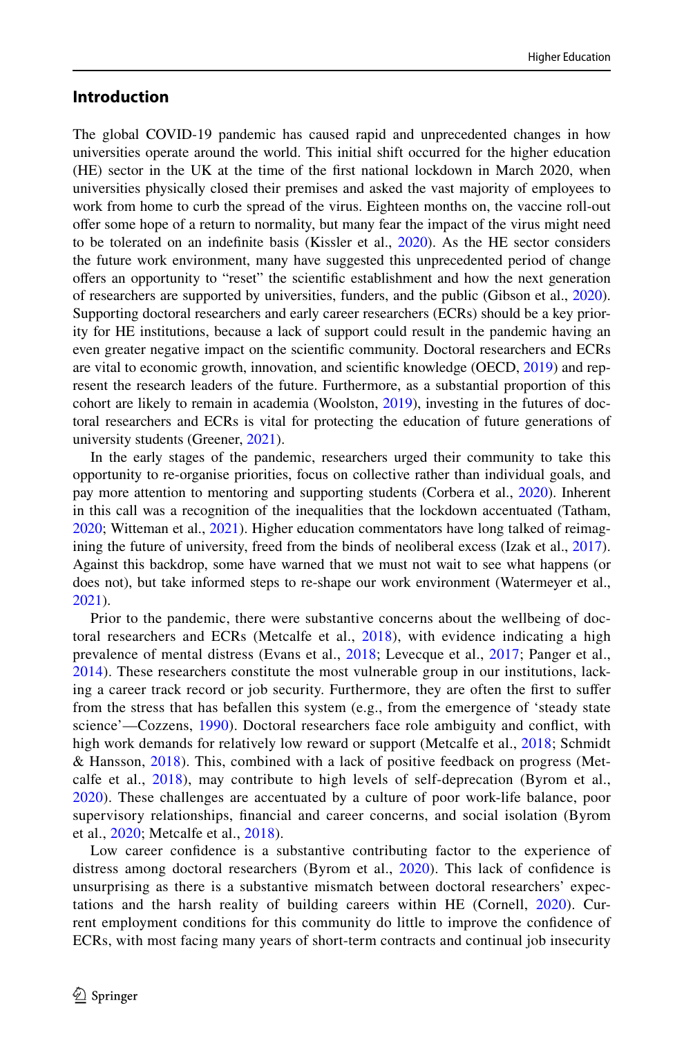## Introduction

The global COVID-19 pandemic has caused rapid and unprecedented changes in how universities operate around the world. This initial shift occurred for the higher education (HE) sector in the UK at the time of the first national lockdown in March 2020, when universities physically closed their premises and asked the vast majority of employees to work from home to curb the spread of the virus. Eighteen months on, the vaccine roll-out offer some hope of a return to normality, but many fear the impact of the virus might need to be tolerated on an indefinite basis (Kissler et al., 2020). As the HE sector considers the future work environment, many have suggested this unprecedented period of change offers an opportunity to "reset" the scientific establishment and how the next generation of researchers are supported by universities, funders, and the public (Gibson et al., 2020). Supporting doctoral researchers and early career researchers (ECRs) should be a key priority for HE institutions, because a lack of support could result in the pandemic having an even greater negative impact on the scientific community. Doctoral researchers and ECRs are vital to economic growth, innovation, and scientific knowledge (OECD, 2019) and represent the research leaders of the future. Furthermore, as a substantial proportion of this cohort are likely to remain in academia (Woolston, 2019), investing in the futures of doctoral researchers and ECRs is vital for protecting the education of future generations of university students (Greener, 2021).

In the early stages of the pandemic, researchers urged their community to take this opportunity to re-organise priorities, focus on collective rather than individual goals, and pay more attention to mentoring and supporting students (Corbera et al., 2020). Inherent in this call was a recognition of the inequalities that the lockdown accentuated (Tatham, 2020; Witteman et al., 2021). Higher education commentators have long talked of reimagining the future of university, freed from the binds of neoliberal excess (Izak et al., 2017). Against this backdrop, some have warned that we must not wait to see what happens (or does not), but take informed steps to re-shape our work environment (Watermeyer et al., 2021).

Prior to the pandemic, there were substantive concerns about the wellbeing of doctoral researchers and ECRs (Metcalfe et al., 2018), with evidence indicating a high prevalence of mental distress (Evans et al., 2018; Levecque et al., 2017; Panger et al., 2014). These researchers constitute the most vulnerable group in our institutions, lacking a career track record or job security. Furthermore, they are often the first to suffer from the stress that has befallen this system (e.g., from the emergence of 'steady state science'—Cozzens, 1990). Doctoral researchers face role ambiguity and conflict, with high work demands for relatively low reward or support (Metcalfe et al., 2018; Schmidt & Hansson, 2018). This, combined with a lack of positive feedback on progress (Metcalfe et al., 2018), may contribute to high levels of self-deprecation (Byrom et al., 2020). These challenges are accentuated by a culture of poor work-life balance, poor supervisory relationships, financial and career concerns, and social isolation (Byrom et al., 2020; Metcalfe et al., 2018).

Low career confidence is a substantive contributing factor to the experience of distress among doctoral researchers (Byrom et al., 2020). This lack of confidence is unsurprising as there is a substantive mismatch between doctoral researchers' expectations and the harsh reality of building careers within HE (Cornell, 2020). Current employment conditions for this community do little to improve the confidence of ECRs, with most facing many years of short-term contracts and continual job insecurity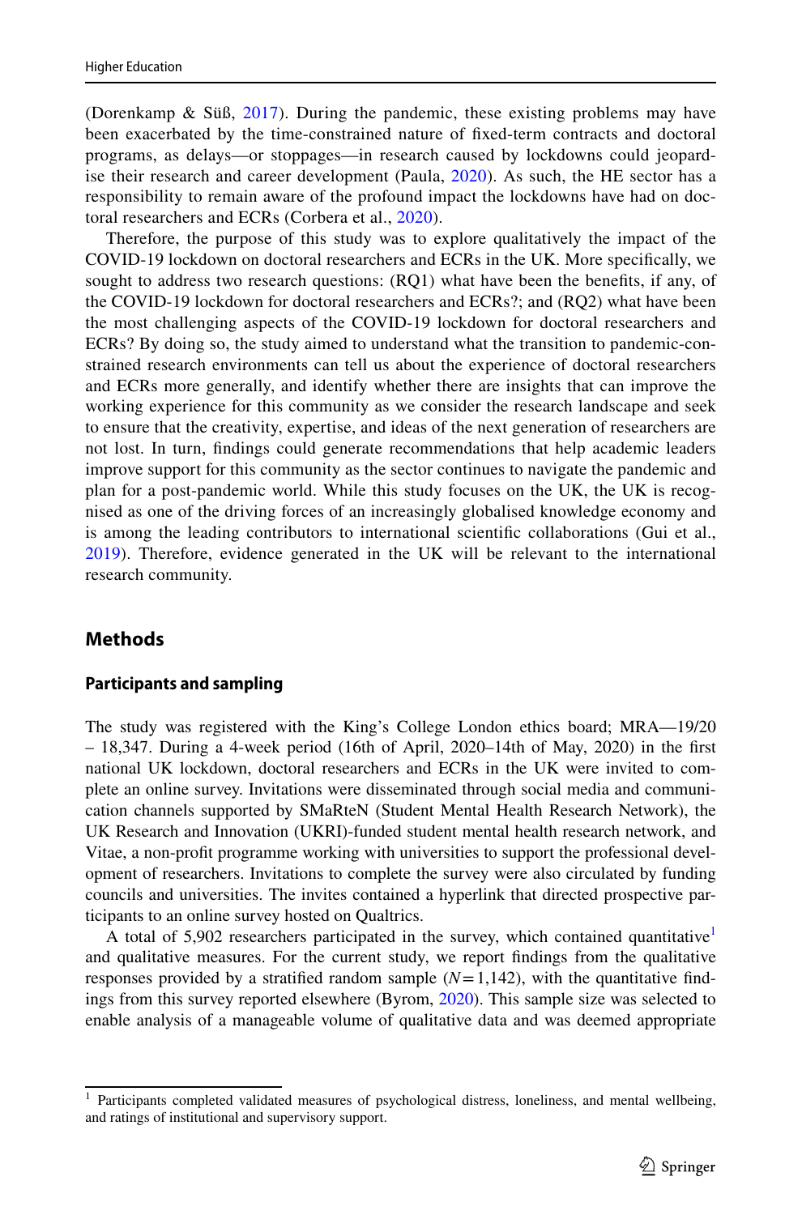(Dorenkamp & Süß, 2017). During the pandemic, these existing problems may have been exacerbated by the time-constrained nature of fixed-term contracts and doctoral programs, as delays—or stoppages—in research caused by lockdowns could jeopardise their research and career development (Paula, 2020). As such, the HE sector has a responsibility to remain aware of the profound impact the lockdowns have had on doctoral researchers and ECRs (Corbera et al., 2020).

Therefore, the purpose of this study was to explore qualitatively the impact of the COVID-19 lockdown on doctoral researchers and ECRs in the UK. More specifically, we sought to address two research questions: (RQ1) what have been the benefits, if any, of the COVID-19 lockdown for doctoral researchers and ECRs?; and (RQ2) what have been the most challenging aspects of the COVID-19 lockdown for doctoral researchers and ECRs? By doing so, the study aimed to understand what the transition to pandemic-constrained research environments can tell us about the experience of doctoral researchers and ECRs more generally, and identify whether there are insights that can improve the working experience for this community as we consider the research landscape and seek to ensure that the creativity, expertise, and ideas of the next generation of researchers are not lost. In turn, findings could generate recommendations that help academic leaders improve support for this community as the sector continues to navigate the pandemic and plan for a post-pandemic world. While this study focuses on the UK, the UK is recognised as one of the driving forces of an increasingly globalised knowledge economy and is among the leading contributors to international scientific collaborations (Gui et al., 2019). Therefore, evidence generated in the UK will be relevant to the international research community.

## Methods

### Participants and sampling

The study was registered with the King's College London ethics board; MRA—19/20 – 18,347. During a 4-week period (16th of April, 2020–14th of May, 2020) in the first national UK lockdown, doctoral researchers and ECRs in the UK were invited to complete an online survey. Invitations were disseminated through social media and communication channels supported by SMaRteN (Student Mental Health Research Network), the UK Research and Innovation (UKRI)-funded student mental health research network, and Vitae, a non-profit programme working with universities to support the professional development of researchers. Invitations to complete the survey were also circulated by funding councils and universities. The invites contained a hyperlink that directed prospective participants to an online survey hosted on Qualtrics.

A total of 5,902 researchers participated in the survey, which contained quantitative[1] and qualitative measures. For the current study, we report findings from the qualitative responses provided by a stratified random sample ($N = 1,142$), with the quantitative findings from this survey reported elsewhere (Byrom, 2020). This sample size was selected to enable analysis of a manageable volume of qualitative data and was deemed appropriate

[1] Participants completed validated measures of psychological distress, loneliness, and mental wellbeing, and ratings of institutional and supervisory support.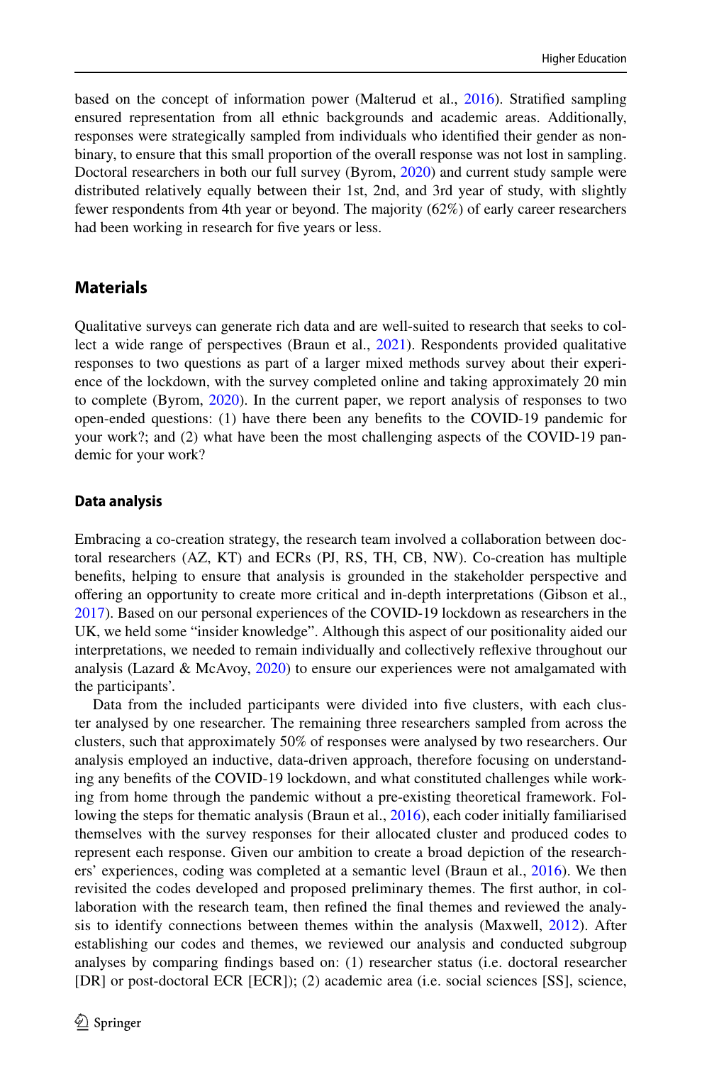based on the concept of information power (Malterud et al., 2016). Stratified sampling ensured representation from all ethnic backgrounds and academic areas. Additionally, responses were strategically sampled from individuals who identified their gender as non-binary, to ensure that this small proportion of the overall response was not lost in sampling. Doctoral researchers in both our full survey (Byrom, 2020) and current study sample were distributed relatively equally between their 1st, 2nd, and 3rd year of study, with slightly fewer respondents from 4th year or beyond. The majority (62%) of early career researchers had been working in research for five years or less.

## Materials

Qualitative surveys can generate rich data and are well-suited to research that seeks to collect a wide range of perspectives (Braun et al., 2021). Respondents provided qualitative responses to two questions as part of a larger mixed methods survey about their experience of the lockdown, with the survey completed online and taking approximately 20 min to complete (Byrom, 2020). In the current paper, we report analysis of responses to two open-ended questions: (1) have there been any benefits to the COVID-19 pandemic for your work?; and (2) what have been the most challenging aspects of the COVID-19 pandemic for your work?

### Data analysis

Embracing a co-creation strategy, the research team involved a collaboration between doctoral researchers (AZ, KT) and ECRs (PJ, RS, TH, CB, NW). Co-creation has multiple benefits, helping to ensure that analysis is grounded in the stakeholder perspective and offering an opportunity to create more critical and in-depth interpretations (Gibson et al., 2017). Based on our personal experiences of the COVID-19 lockdown as researchers in the UK, we held some "insider knowledge". Although this aspect of our positionality aided our interpretations, we needed to remain individually and collectively reflexive throughout our analysis (Lazard & McAvoy, 2020) to ensure our experiences were not amalgamated with the participants'.

Data from the included participants were divided into five clusters, with each cluster analysed by one researcher. The remaining three researchers sampled from across the clusters, such that approximately 50% of responses were analysed by two researchers. Our analysis employed an inductive, data-driven approach, therefore focusing on understanding any benefits of the COVID-19 lockdown, and what constituted challenges while working from home through the pandemic without a pre-existing theoretical framework. Following the steps for thematic analysis (Braun et al., 2016), each coder initially familiarised themselves with the survey responses for their allocated cluster and produced codes to represent each response. Given our ambition to create a broad depiction of the researchers' experiences, coding was completed at a semantic level (Braun et al., 2016). We then revisited the codes developed and proposed preliminary themes. The first author, in collaboration with the research team, then refined the final themes and reviewed the analysis to identify connections between themes within the analysis (Maxwell, 2012). After establishing our codes and themes, we reviewed our analysis and conducted subgroup analyses by comparing findings based on: (1) researcher status (i.e. doctoral researcher [DR] or post-doctoral ECR [ECR]); (2) academic area (i.e. social sciences [SS], science,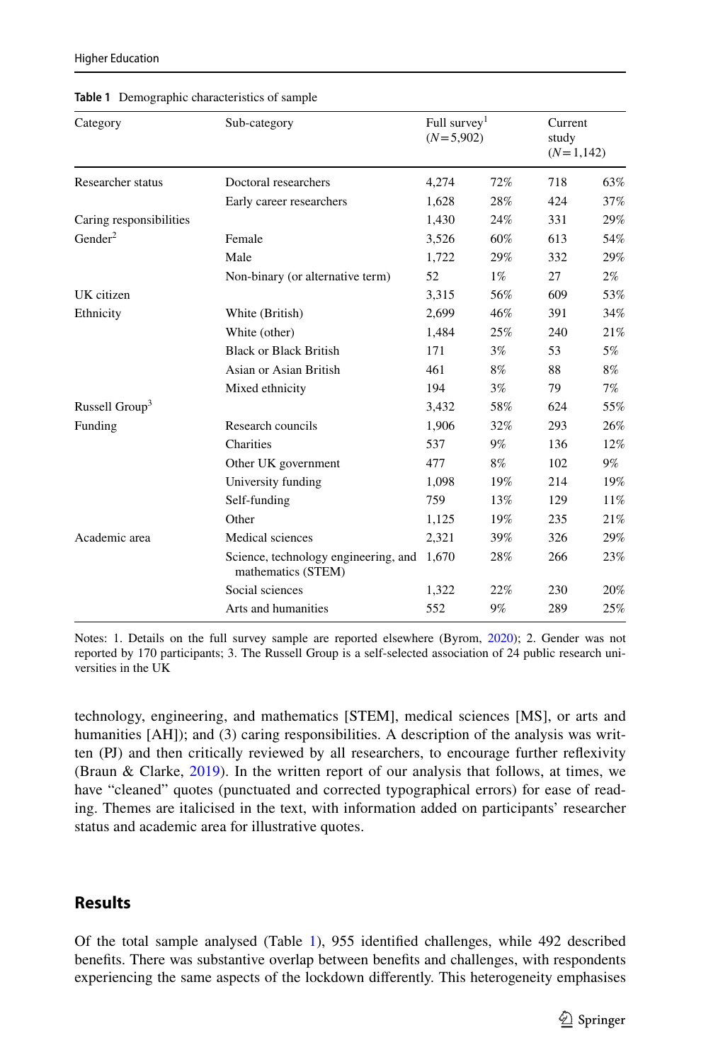**Table 1** Demographic characteristics of sample

| Category | Sub-category | Full survey[1] (N = 5,902) | | Current study (N = 1,142) | |
|---|---|---|---|---|---|
| Researcher status | Doctoral researchers | 4,274 | 72% | 718 | 63% |
| | Early career researchers | 1,628 | 28% | 424 | 37% |
| Caring responsibilities | | 1,430 | 24% | 331 | 29% |
| Gender[2] | Female | 3,526 | 60% | 613 | 54% |
| | Male | 1,722 | 29% | 332 | 29% |
| | Non-binary (or alternative term) | 52 | 1% | 27 | 2% |
| UK citizen | | 3,315 | 56% | 609 | 53% |
| Ethnicity | White (British) | 2,699 | 46% | 391 | 34% |
| | White (other) | 1,484 | 25% | 240 | 21% |
| | Black or Black British | 171 | 3% | 53 | 5% |
| | Asian or Asian British | 461 | 8% | 88 | 8% |
| | Mixed ethnicity | 194 | 3% | 79 | 7% |
| Russell Group[3] | | 3,432 | 58% | 624 | 55% |
| Funding | Research councils | 1,906 | 32% | 293 | 26% |
| | Charities | 537 | 9% | 136 | 12% |
| | Other UK government | 477 | 8% | 102 | 9% |
| | University funding | 1,098 | 19% | 214 | 19% |
| | Self-funding | 759 | 13% | 129 | 11% |
| | Other | 1,125 | 19% | 235 | 21% |
| Academic area | Medical sciences | 2,321 | 39% | 326 | 29% |
| | Science, technology engineering, and mathematics (STEM) | 1,670 | 28% | 266 | 23% |
| | Social sciences | 1,322 | 22% | 230 | 20% |
| | Arts and humanities | 552 | 9% | 289 | 25% |

Notes: 1. Details on the full survey sample are reported elsewhere (Byrom, 2020); 2. Gender was not reported by 170 participants; 3. The Russell Group is a self-selected association of 24 public research universities in the UK

technology, engineering, and mathematics [STEM], medical sciences [MS], or arts and humanities [AH]); and (3) caring responsibilities. A description of the analysis was written (PJ) and then critically reviewed by all researchers, to encourage further reflexivity (Braun & Clarke, 2019). In the written report of our analysis that follows, at times, we have "cleaned" quotes (punctuated and corrected typographical errors) for ease of reading. Themes are italicised in the text, with information added on participants' researcher status and academic area for illustrative quotes.

## Results

Of the total sample analysed (Table 1), 955 identified challenges, while 492 described benefits. There was substantive overlap between benefits and challenges, with respondents experiencing the same aspects of the lockdown differently. This heterogeneity emphasises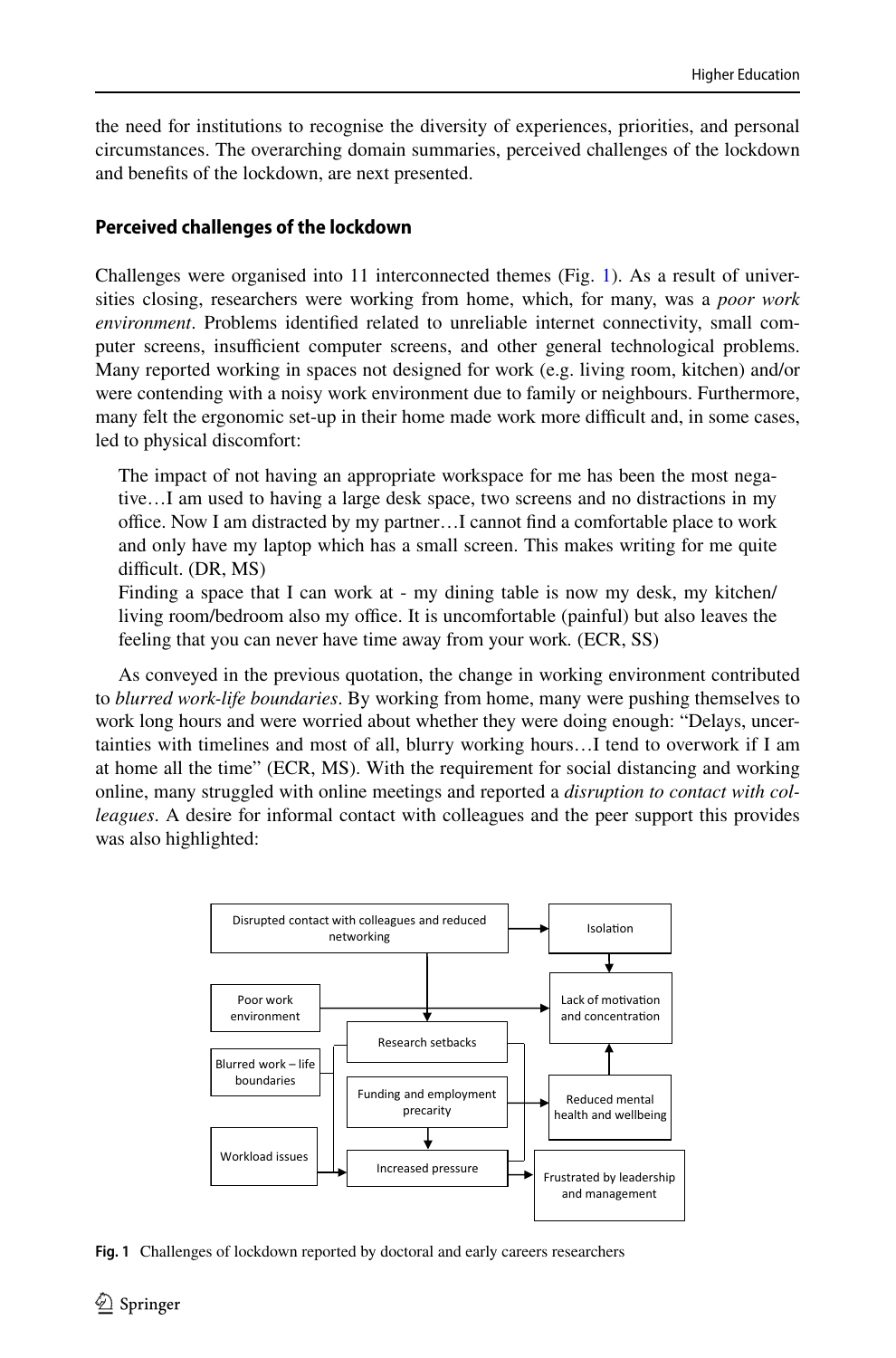the need for institutions to recognise the diversity of experiences, priorities, and personal circumstances. The overarching domain summaries, perceived challenges of the lockdown and benefits of the lockdown, are next presented.

## Perceived challenges of the lockdown

Challenges were organised into 11 interconnected themes (Fig. 1). As a result of universities closing, researchers were working from home, which, for many, was a *poor work environment*. Problems identified related to unreliable internet connectivity, small computer screens, insufficient computer screens, and other general technological problems. Many reported working in spaces not designed for work (e.g. living room, kitchen) and/or were contending with a noisy work environment due to family or neighbours. Furthermore, many felt the ergonomic set-up in their home made work more difficult and, in some cases, led to physical discomfort:

> The impact of not having an appropriate workspace for me has been the most negative…I am used to having a large desk space, two screens and no distractions in my office. Now I am distracted by my partner…I cannot find a comfortable place to work and only have my laptop which has a small screen. This makes writing for me quite difficult. (DR, MS)
>
> Finding a space that I can work at - my dining table is now my desk, my kitchen/living room/bedroom also my office. It is uncomfortable (painful) but also leaves the feeling that you can never have time away from your work. (ECR, SS)

As conveyed in the previous quotation, the change in working environment contributed to *blurred work-life boundaries*. By working from home, many were pushing themselves to work long hours and were worried about whether they were doing enough: "Delays, uncertainties with timelines and most of all, blurry working hours…I tend to overwork if I am at home all the time" (ECR, MS). With the requirement for social distancing and working online, many struggled with online meetings and reported a *disruption to contact with colleagues*. A desire for informal contact with colleagues and the peer support this provides was also highlighted:

Disrupted contact with colleagues and reduced networking → Isolation → Lack of motivation and concentration

Poor work environment → Lack of motivation and concentration

Blurred work – life boundaries

Workload issues → Increased pressure

Research setbacks

Funding and employment precarity → Increased pressure; Funding and employment precarity → Reduced mental health and wellbeing → Lack of motivation and concentration

Increased pressure → Frustrated by leadership and management

**Fig. 1** Challenges of lockdown reported by doctoral and early careers researchers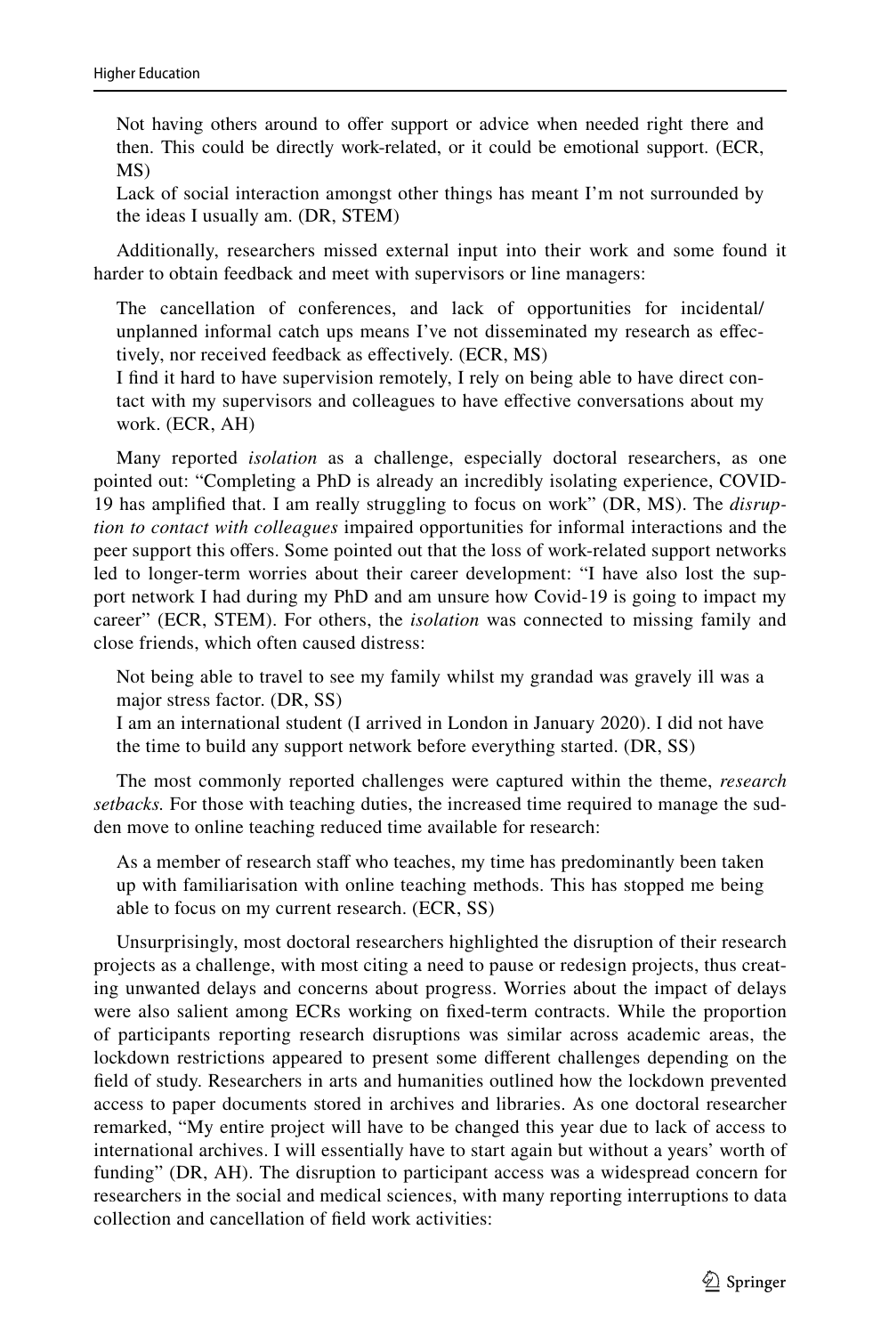> Not having others around to offer support or advice when needed right there and then. This could be directly work-related, or it could be emotional support. (ECR, MS)
>
> Lack of social interaction amongst other things has meant I'm not surrounded by the ideas I usually am. (DR, STEM)

Additionally, researchers missed external input into their work and some found it harder to obtain feedback and meet with supervisors or line managers:

> The cancellation of conferences, and lack of opportunities for incidental/unplanned informal catch ups means I've not disseminated my research as effectively, nor received feedback as effectively. (ECR, MS)
>
> I find it hard to have supervision remotely, I rely on being able to have direct contact with my supervisors and colleagues to have effective conversations about my work. (ECR, AH)

Many reported *isolation* as a challenge, especially doctoral researchers, as one pointed out: "Completing a PhD is already an incredibly isolating experience, COVID-19 has amplified that. I am really struggling to focus on work" (DR, MS). The *disruption to contact with colleagues* impaired opportunities for informal interactions and the peer support this offers. Some pointed out that the loss of work-related support networks led to longer-term worries about their career development: "I have also lost the support network I had during my PhD and am unsure how Covid-19 is going to impact my career" (ECR, STEM). For others, the *isolation* was connected to missing family and close friends, which often caused distress:

> Not being able to travel to see my family whilst my grandad was gravely ill was a major stress factor. (DR, SS)
>
> I am an international student (I arrived in London in January 2020). I did not have the time to build any support network before everything started. (DR, SS)

The most commonly reported challenges were captured within the theme, *research setbacks.* For those with teaching duties, the increased time required to manage the sudden move to online teaching reduced time available for research:

> As a member of research staff who teaches, my time has predominantly been taken up with familiarisation with online teaching methods. This has stopped me being able to focus on my current research. (ECR, SS)

Unsurprisingly, most doctoral researchers highlighted the disruption of their research projects as a challenge, with most citing a need to pause or redesign projects, thus creating unwanted delays and concerns about progress. Worries about the impact of delays were also salient among ECRs working on fixed-term contracts. While the proportion of participants reporting research disruptions was similar across academic areas, the lockdown restrictions appeared to present some different challenges depending on the field of study. Researchers in arts and humanities outlined how the lockdown prevented access to paper documents stored in archives and libraries. As one doctoral researcher remarked, "My entire project will have to be changed this year due to lack of access to international archives. I will essentially have to start again but without a years' worth of funding" (DR, AH). The disruption to participant access was a widespread concern for researchers in the social and medical sciences, with many reporting interruptions to data collection and cancellation of field work activities: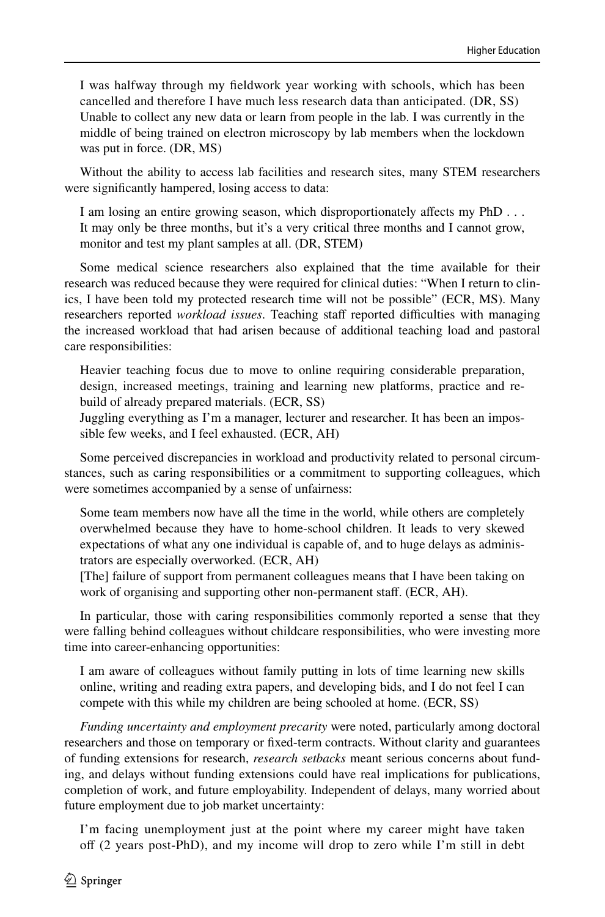> I was halfway through my fieldwork year working with schools, which has been cancelled and therefore I have much less research data than anticipated. (DR, SS)
>
> Unable to collect any new data or learn from people in the lab. I was currently in the middle of being trained on electron microscopy by lab members when the lockdown was put in force. (DR, MS)

Without the ability to access lab facilities and research sites, many STEM researchers were significantly hampered, losing access to data:

> I am losing an entire growing season, which disproportionately affects my PhD . . . It may only be three months, but it's a very critical three months and I cannot grow, monitor and test my plant samples at all. (DR, STEM)

Some medical science researchers also explained that the time available for their research was reduced because they were required for clinical duties: "When I return to clinics, I have been told my protected research time will not be possible" (ECR, MS). Many researchers reported *workload issues*. Teaching staff reported difficulties with managing the increased workload that had arisen because of additional teaching load and pastoral care responsibilities:

> Heavier teaching focus due to move to online requiring considerable preparation, design, increased meetings, training and learning new platforms, practice and rebuild of already prepared materials. (ECR, SS)
>
> Juggling everything as I'm a manager, lecturer and researcher. It has been an impossible few weeks, and I feel exhausted. (ECR, AH)

Some perceived discrepancies in workload and productivity related to personal circumstances, such as caring responsibilities or a commitment to supporting colleagues, which were sometimes accompanied by a sense of unfairness:

> Some team members now have all the time in the world, while others are completely overwhelmed because they have to home-school children. It leads to very skewed expectations of what any one individual is capable of, and to huge delays as administrators are especially overworked. (ECR, AH)
>
> [The] failure of support from permanent colleagues means that I have been taking on work of organising and supporting other non-permanent staff. (ECR, AH).

In particular, those with caring responsibilities commonly reported a sense that they were falling behind colleagues without childcare responsibilities, who were investing more time into career-enhancing opportunities:

> I am aware of colleagues without family putting in lots of time learning new skills online, writing and reading extra papers, and developing bids, and I do not feel I can compete with this while my children are being schooled at home. (ECR, SS)

*Funding uncertainty and employment precarity* were noted, particularly among doctoral researchers and those on temporary or fixed-term contracts. Without clarity and guarantees of funding extensions for research, *research setbacks* meant serious concerns about funding, and delays without funding extensions could have real implications for publications, completion of work, and future employability. Independent of delays, many worried about future employment due to job market uncertainty:

> I'm facing unemployment just at the point where my career might have taken off (2 years post-PhD), and my income will drop to zero while I'm still in debt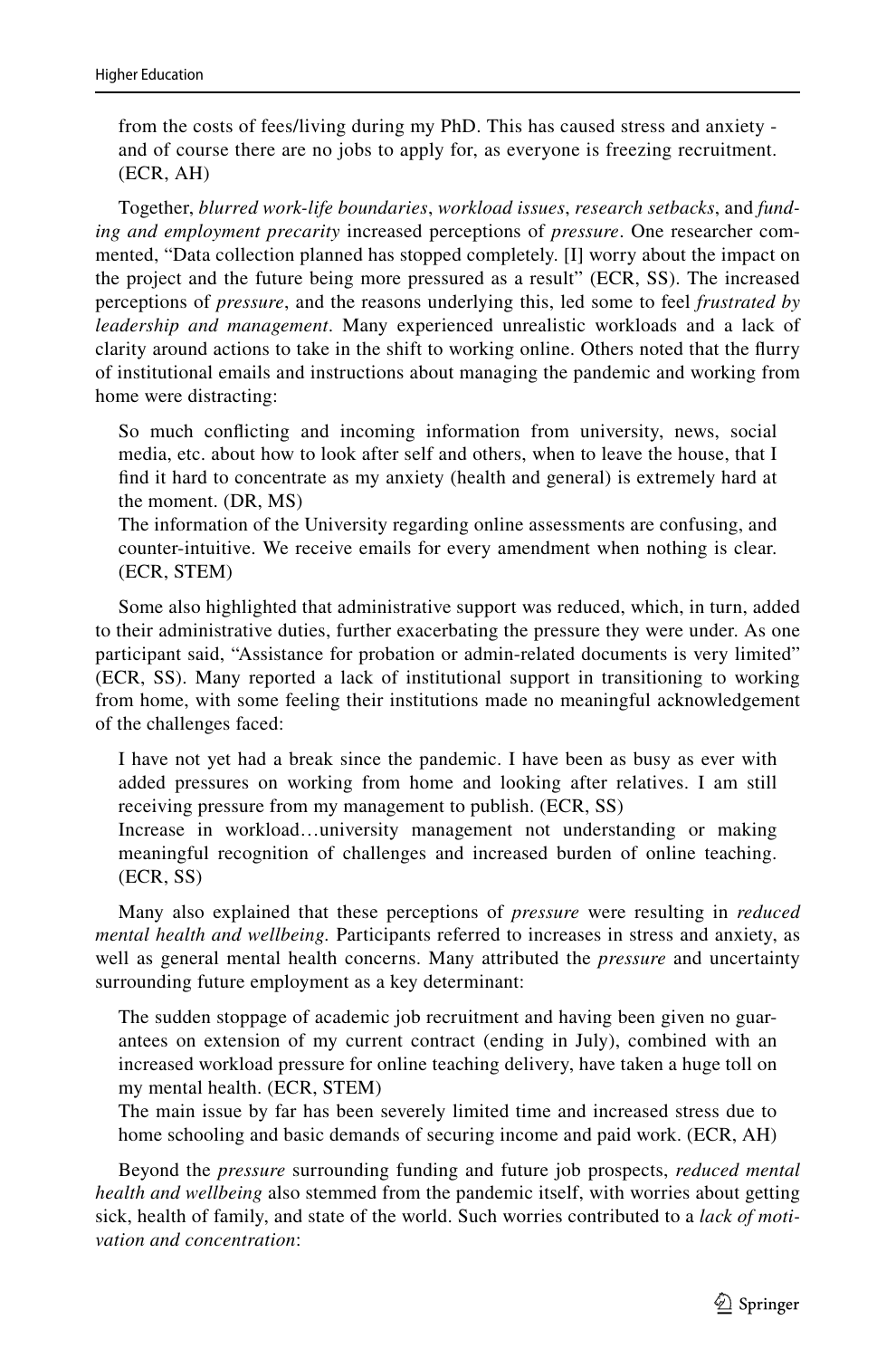> from the costs of fees/living during my PhD. This has caused stress and anxiety - and of course there are no jobs to apply for, as everyone is freezing recruitment. (ECR, AH)

Together, *blurred work-life boundaries*, *workload issues*, *research setbacks*, and *funding and employment precarity* increased perceptions of *pressure*. One researcher commented, "Data collection planned has stopped completely. [I] worry about the impact on the project and the future being more pressured as a result" (ECR, SS). The increased perceptions of *pressure*, and the reasons underlying this, led some to feel *frustrated by leadership and management*. Many experienced unrealistic workloads and a lack of clarity around actions to take in the shift to working online. Others noted that the flurry of institutional emails and instructions about managing the pandemic and working from home were distracting:

> So much conflicting and incoming information from university, news, social media, etc. about how to look after self and others, when to leave the house, that I find it hard to concentrate as my anxiety (health and general) is extremely hard at the moment. (DR, MS)
>
> The information of the University regarding online assessments are confusing, and counter-intuitive. We receive emails for every amendment when nothing is clear. (ECR, STEM)

Some also highlighted that administrative support was reduced, which, in turn, added to their administrative duties, further exacerbating the pressure they were under. As one participant said, "Assistance for probation or admin-related documents is very limited" (ECR, SS). Many reported a lack of institutional support in transitioning to working from home, with some feeling their institutions made no meaningful acknowledgement of the challenges faced:

> I have not yet had a break since the pandemic. I have been as busy as ever with added pressures on working from home and looking after relatives. I am still receiving pressure from my management to publish. (ECR, SS)
>
> Increase in workload…university management not understanding or making meaningful recognition of challenges and increased burden of online teaching. (ECR, SS)

Many also explained that these perceptions of *pressure* were resulting in *reduced mental health and wellbeing.* Participants referred to increases in stress and anxiety, as well as general mental health concerns. Many attributed the *pressure* and uncertainty surrounding future employment as a key determinant:

> The sudden stoppage of academic job recruitment and having been given no guarantees on extension of my current contract (ending in July), combined with an increased workload pressure for online teaching delivery, have taken a huge toll on my mental health. (ECR, STEM)
>
> The main issue by far has been severely limited time and increased stress due to home schooling and basic demands of securing income and paid work. (ECR, AH)

Beyond the *pressure* surrounding funding and future job prospects, *reduced mental health and wellbeing* also stemmed from the pandemic itself, with worries about getting sick, health of family, and state of the world. Such worries contributed to a *lack of motivation and concentration*: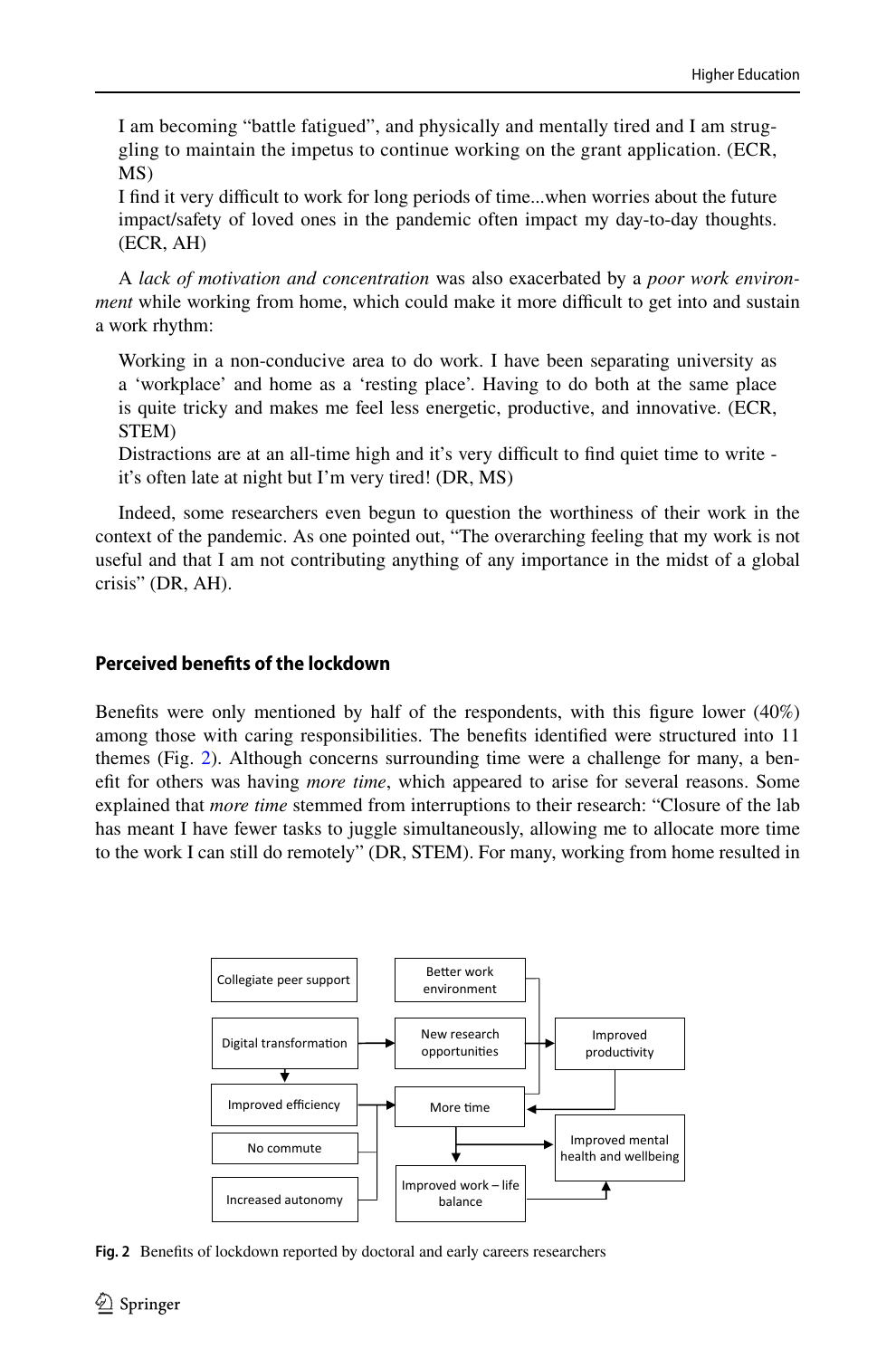> I am becoming "battle fatigued", and physically and mentally tired and I am struggling to maintain the impetus to continue working on the grant application. (ECR, MS)
>
> I find it very difficult to work for long periods of time...when worries about the future impact/safety of loved ones in the pandemic often impact my day-to-day thoughts. (ECR, AH)

A *lack of motivation and concentration* was also exacerbated by a *poor work environment* while working from home, which could make it more difficult to get into and sustain a work rhythm:

> Working in a non-conducive area to do work. I have been separating university as a 'workplace' and home as a 'resting place'. Having to do both at the same place is quite tricky and makes me feel less energetic, productive, and innovative. (ECR, STEM)
>
> Distractions are at an all-time high and it's very difficult to find quiet time to write - it's often late at night but I'm very tired! (DR, MS)

Indeed, some researchers even begun to question the worthiness of their work in the context of the pandemic. As one pointed out, "The overarching feeling that my work is not useful and that I am not contributing anything of any importance in the midst of a global crisis" (DR, AH).

### Perceived benefits of the lockdown

Benefits were only mentioned by half of the respondents, with this figure lower (40%) among those with caring responsibilities. The benefits identified were structured into 11 themes (Fig. 2). Although concerns surrounding time were a challenge for many, a benefit for others was having *more time*, which appeared to arise for several reasons. Some explained that *more time* stemmed from interruptions to their research: "Closure of the lab has meant I have fewer tasks to juggle simultaneously, allowing me to allocate more time to the work I can still do remotely" (DR, STEM). For many, working from home resulted in

Collegiate peer support | Better work environment | Digital transformation | New research opportunities | Improved productivity | Improved efficiency | More time | No commute | Improved mental health and wellbeing | Increased autonomy | Improved work – life balance

**Fig. 2** Benefits of lockdown reported by doctoral and early careers researchers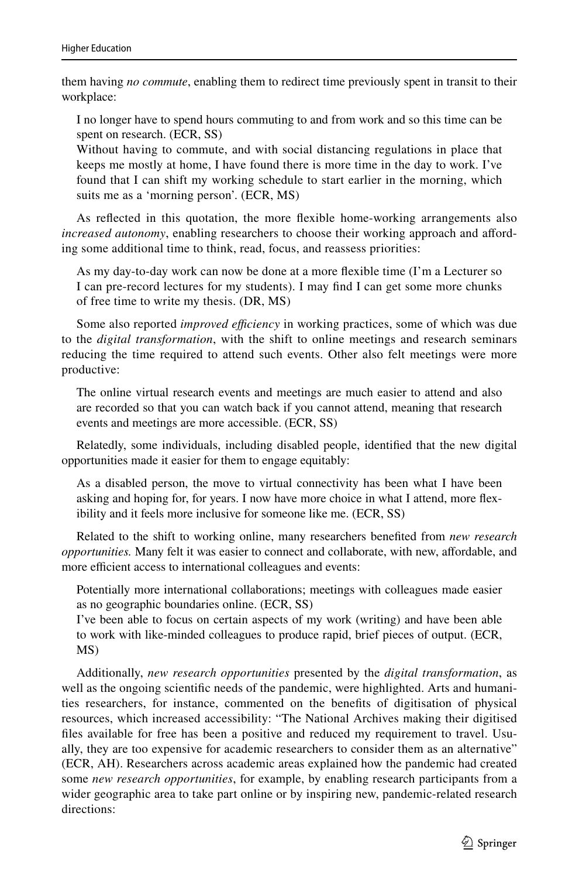them having *no commute*, enabling them to redirect time previously spent in transit to their workplace:

> I no longer have to spend hours commuting to and from work and so this time can be spent on research. (ECR, SS)
>
> Without having to commute, and with social distancing regulations in place that keeps me mostly at home, I have found there is more time in the day to work. I've found that I can shift my working schedule to start earlier in the morning, which suits me as a 'morning person'. (ECR, MS)

As reflected in this quotation, the more flexible home-working arrangements also *increased autonomy*, enabling researchers to choose their working approach and affording some additional time to think, read, focus, and reassess priorities:

> As my day-to-day work can now be done at a more flexible time (I'm a Lecturer so I can pre-record lectures for my students). I may find I can get some more chunks of free time to write my thesis. (DR, MS)

Some also reported *improved efficiency* in working practices, some of which was due to the *digital transformation*, with the shift to online meetings and research seminars reducing the time required to attend such events. Other also felt meetings were more productive:

> The online virtual research events and meetings are much easier to attend and also are recorded so that you can watch back if you cannot attend, meaning that research events and meetings are more accessible. (ECR, SS)

Relatedly, some individuals, including disabled people, identified that the new digital opportunities made it easier for them to engage equitably:

> As a disabled person, the move to virtual connectivity has been what I have been asking and hoping for, for years. I now have more choice in what I attend, more flexibility and it feels more inclusive for someone like me. (ECR, SS)

Related to the shift to working online, many researchers benefited from *new research opportunities.* Many felt it was easier to connect and collaborate, with new, affordable, and more efficient access to international colleagues and events:

> Potentially more international collaborations; meetings with colleagues made easier as no geographic boundaries online. (ECR, SS)
>
> I've been able to focus on certain aspects of my work (writing) and have been able to work with like-minded colleagues to produce rapid, brief pieces of output. (ECR, MS)

Additionally, *new research opportunities* presented by the *digital transformation*, as well as the ongoing scientific needs of the pandemic, were highlighted. Arts and humanities researchers, for instance, commented on the benefits of digitisation of physical resources, which increased accessibility: "The National Archives making their digitised files available for free has been a positive and reduced my requirement to travel. Usually, they are too expensive for academic researchers to consider them as an alternative" (ECR, AH). Researchers across academic areas explained how the pandemic had created some *new research opportunities*, for example, by enabling research participants from a wider geographic area to take part online or by inspiring new, pandemic-related research directions: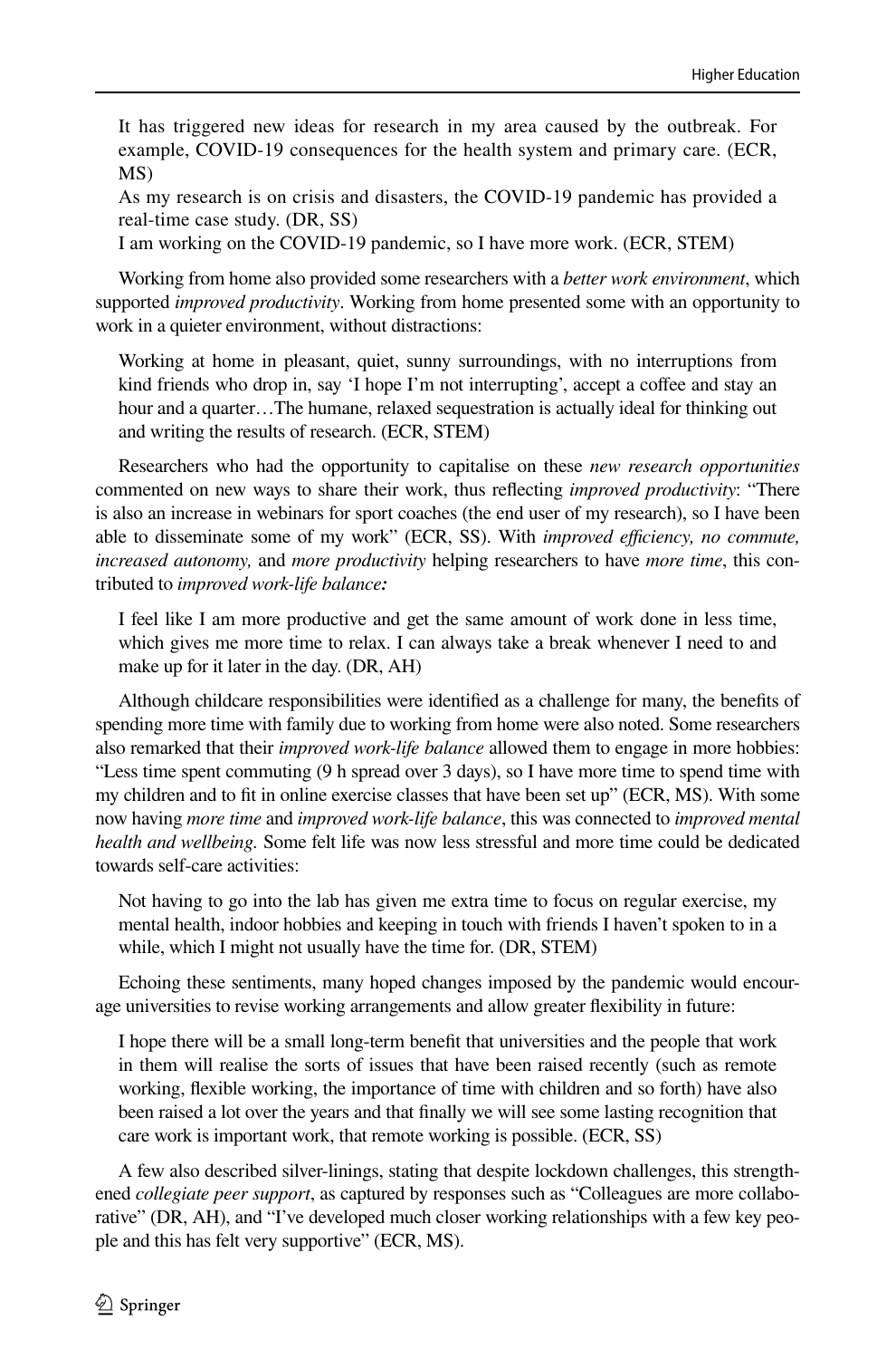> It has triggered new ideas for research in my area caused by the outbreak. For example, COVID-19 consequences for the health system and primary care. (ECR, MS)
>
> As my research is on crisis and disasters, the COVID-19 pandemic has provided a real-time case study. (DR, SS)
>
> I am working on the COVID-19 pandemic, so I have more work. (ECR, STEM)

Working from home also provided some researchers with a *better work environment*, which supported *improved productivity*. Working from home presented some with an opportunity to work in a quieter environment, without distractions:

> Working at home in pleasant, quiet, sunny surroundings, with no interruptions from kind friends who drop in, say 'I hope I'm not interrupting', accept a coffee and stay an hour and a quarter…The humane, relaxed sequestration is actually ideal for thinking out and writing the results of research. (ECR, STEM)

Researchers who had the opportunity to capitalise on these *new research opportunities* commented on new ways to share their work, thus reflecting *improved productivity*: "There is also an increase in webinars for sport coaches (the end user of my research), so I have been able to disseminate some of my work" (ECR, SS). With *improved efficiency, no commute, increased autonomy,* and *more productivity* helping researchers to have *more time*, this contributed to *improved work-life balance:*

> I feel like I am more productive and get the same amount of work done in less time, which gives me more time to relax. I can always take a break whenever I need to and make up for it later in the day. (DR, AH)

Although childcare responsibilities were identified as a challenge for many, the benefits of spending more time with family due to working from home were also noted. Some researchers also remarked that their *improved work-life balance* allowed them to engage in more hobbies: "Less time spent commuting (9 h spread over 3 days), so I have more time to spend time with my children and to fit in online exercise classes that have been set up" (ECR, MS). With some now having *more time* and *improved work-life balance*, this was connected to *improved mental health and wellbeing.* Some felt life was now less stressful and more time could be dedicated towards self-care activities:

> Not having to go into the lab has given me extra time to focus on regular exercise, my mental health, indoor hobbies and keeping in touch with friends I haven't spoken to in a while, which I might not usually have the time for. (DR, STEM)

Echoing these sentiments, many hoped changes imposed by the pandemic would encourage universities to revise working arrangements and allow greater flexibility in future:

> I hope there will be a small long-term benefit that universities and the people that work in them will realise the sorts of issues that have been raised recently (such as remote working, flexible working, the importance of time with children and so forth) have also been raised a lot over the years and that finally we will see some lasting recognition that care work is important work, that remote working is possible. (ECR, SS)

A few also described silver-linings, stating that despite lockdown challenges, this strengthened *collegiate peer support*, as captured by responses such as "Colleagues are more collaborative" (DR, AH), and "I've developed much closer working relationships with a few key people and this has felt very supportive" (ECR, MS).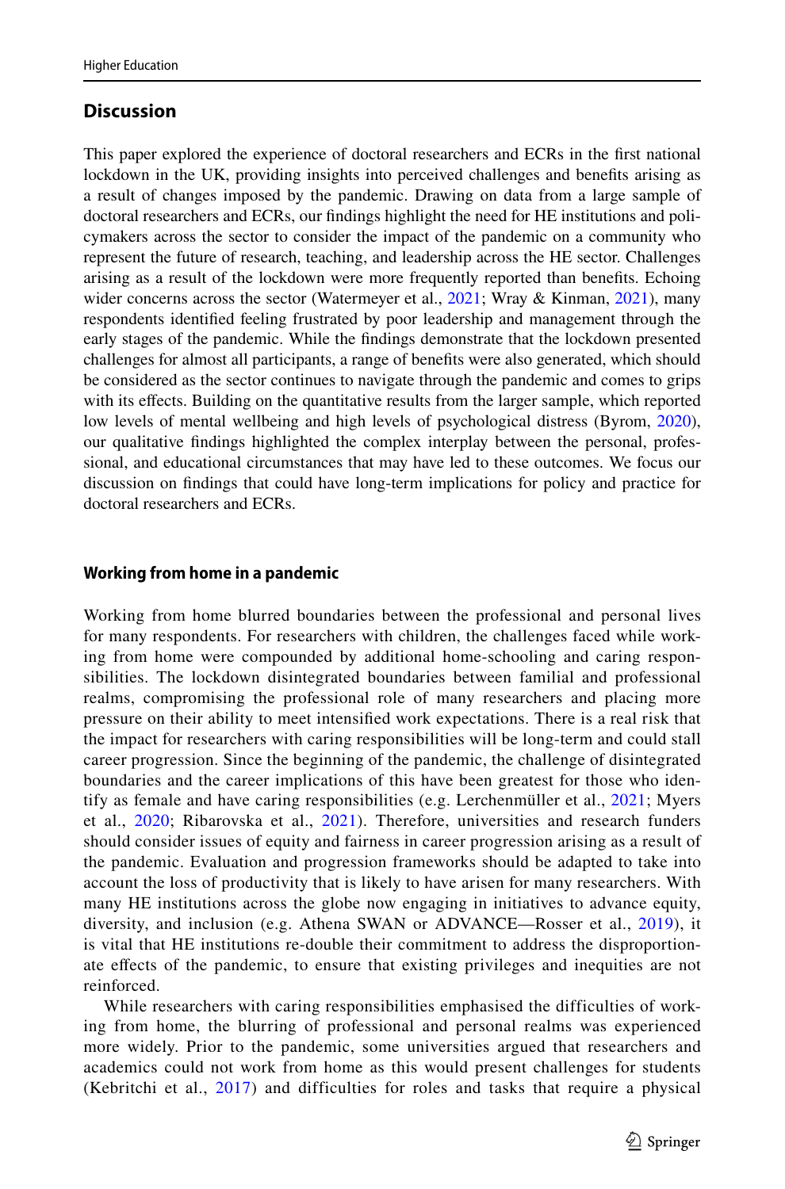## Discussion

This paper explored the experience of doctoral researchers and ECRs in the first national lockdown in the UK, providing insights into perceived challenges and benefits arising as a result of changes imposed by the pandemic. Drawing on data from a large sample of doctoral researchers and ECRs, our findings highlight the need for HE institutions and policymakers across the sector to consider the impact of the pandemic on a community who represent the future of research, teaching, and leadership across the HE sector. Challenges arising as a result of the lockdown were more frequently reported than benefits. Echoing wider concerns across the sector (Watermeyer et al., 2021; Wray & Kinman, 2021), many respondents identified feeling frustrated by poor leadership and management through the early stages of the pandemic. While the findings demonstrate that the lockdown presented challenges for almost all participants, a range of benefits were also generated, which should be considered as the sector continues to navigate through the pandemic and comes to grips with its effects. Building on the quantitative results from the larger sample, which reported low levels of mental wellbeing and high levels of psychological distress (Byrom, 2020), our qualitative findings highlighted the complex interplay between the personal, professional, and educational circumstances that may have led to these outcomes. We focus our discussion on findings that could have long-term implications for policy and practice for doctoral researchers and ECRs.

### Working from home in a pandemic

Working from home blurred boundaries between the professional and personal lives for many respondents. For researchers with children, the challenges faced while working from home were compounded by additional home-schooling and caring responsibilities. The lockdown disintegrated boundaries between familial and professional realms, compromising the professional role of many researchers and placing more pressure on their ability to meet intensified work expectations. There is a real risk that the impact for researchers with caring responsibilities will be long-term and could stall career progression. Since the beginning of the pandemic, the challenge of disintegrated boundaries and the career implications of this have been greatest for those who identify as female and have caring responsibilities (e.g. Lerchenmüller et al., 2021; Myers et al., 2020; Ribarovska et al., 2021). Therefore, universities and research funders should consider issues of equity and fairness in career progression arising as a result of the pandemic. Evaluation and progression frameworks should be adapted to take into account the loss of productivity that is likely to have arisen for many researchers. With many HE institutions across the globe now engaging in initiatives to advance equity, diversity, and inclusion (e.g. Athena SWAN or ADVANCE—Rosser et al., 2019), it is vital that HE institutions re-double their commitment to address the disproportionate effects of the pandemic, to ensure that existing privileges and inequities are not reinforced.

While researchers with caring responsibilities emphasised the difficulties of working from home, the blurring of professional and personal realms was experienced more widely. Prior to the pandemic, some universities argued that researchers and academics could not work from home as this would present challenges for students (Kebritchi et al., 2017) and difficulties for roles and tasks that require a physical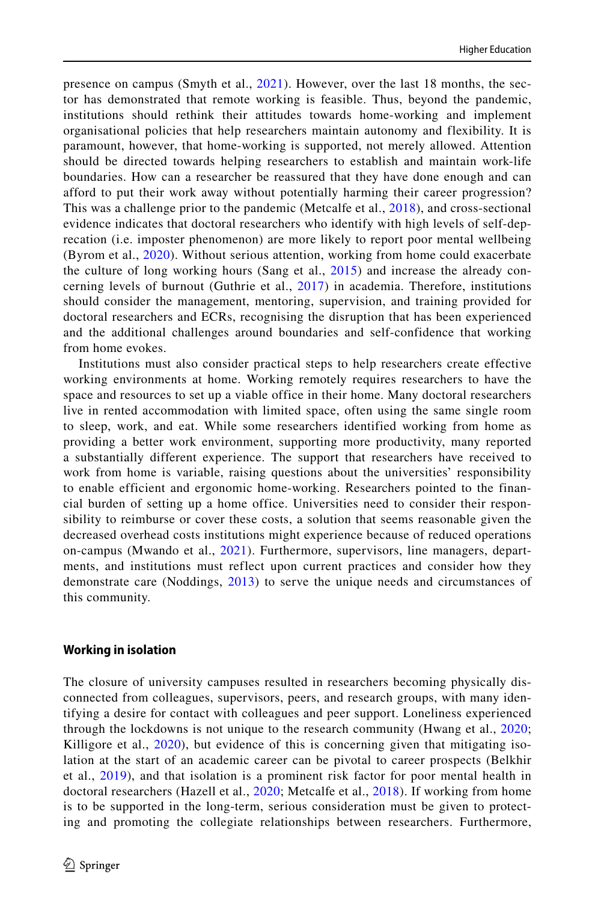presence on campus (Smyth et al., 2021). However, over the last 18 months, the sector has demonstrated that remote working is feasible. Thus, beyond the pandemic, institutions should rethink their attitudes towards home-working and implement organisational policies that help researchers maintain autonomy and flexibility. It is paramount, however, that home-working is supported, not merely allowed. Attention should be directed towards helping researchers to establish and maintain work-life boundaries. How can a researcher be reassured that they have done enough and can afford to put their work away without potentially harming their career progression? This was a challenge prior to the pandemic (Metcalfe et al., 2018), and cross-sectional evidence indicates that doctoral researchers who identify with high levels of self-deprecation (i.e. imposter phenomenon) are more likely to report poor mental wellbeing (Byrom et al., 2020). Without serious attention, working from home could exacerbate the culture of long working hours (Sang et al., 2015) and increase the already concerning levels of burnout (Guthrie et al., 2017) in academia. Therefore, institutions should consider the management, mentoring, supervision, and training provided for doctoral researchers and ECRs, recognising the disruption that has been experienced and the additional challenges around boundaries and self-confidence that working from home evokes.

Institutions must also consider practical steps to help researchers create effective working environments at home. Working remotely requires researchers to have the space and resources to set up a viable office in their home. Many doctoral researchers live in rented accommodation with limited space, often using the same single room to sleep, work, and eat. While some researchers identified working from home as providing a better work environment, supporting more productivity, many reported a substantially different experience. The support that researchers have received to work from home is variable, raising questions about the universities' responsibility to enable efficient and ergonomic home-working. Researchers pointed to the financial burden of setting up a home office. Universities need to consider their responsibility to reimburse or cover these costs, a solution that seems reasonable given the decreased overhead costs institutions might experience because of reduced operations on-campus (Mwando et al., 2021). Furthermore, supervisors, line managers, departments, and institutions must reflect upon current practices and consider how they demonstrate care (Noddings, 2013) to serve the unique needs and circumstances of this community.

### Working in isolation

The closure of university campuses resulted in researchers becoming physically disconnected from colleagues, supervisors, peers, and research groups, with many identifying a desire for contact with colleagues and peer support. Loneliness experienced through the lockdowns is not unique to the research community (Hwang et al., 2020; Killigore et al., 2020), but evidence of this is concerning given that mitigating isolation at the start of an academic career can be pivotal to career prospects (Belkhir et al., 2019), and that isolation is a prominent risk factor for poor mental health in doctoral researchers (Hazell et al., 2020; Metcalfe et al., 2018). If working from home is to be supported in the long-term, serious consideration must be given to protecting and promoting the collegiate relationships between researchers. Furthermore,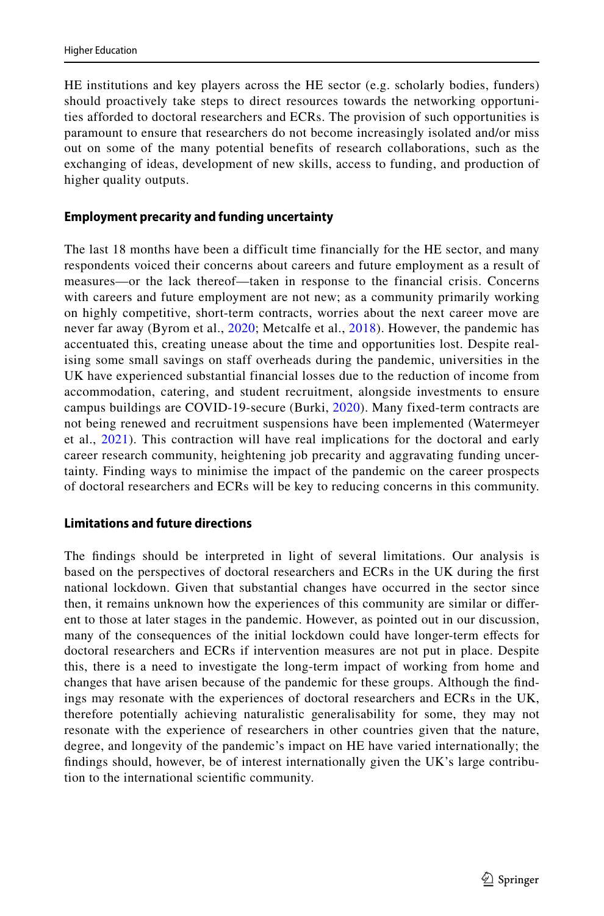HE institutions and key players across the HE sector (e.g. scholarly bodies, funders) should proactively take steps to direct resources towards the networking opportunities afforded to doctoral researchers and ECRs. The provision of such opportunities is paramount to ensure that researchers do not become increasingly isolated and/or miss out on some of the many potential benefits of research collaborations, such as the exchanging of ideas, development of new skills, access to funding, and production of higher quality outputs.

### Employment precarity and funding uncertainty

The last 18 months have been a difficult time financially for the HE sector, and many respondents voiced their concerns about careers and future employment as a result of measures—or the lack thereof—taken in response to the financial crisis. Concerns with careers and future employment are not new; as a community primarily working on highly competitive, short-term contracts, worries about the next career move are never far away (Byrom et al., 2020; Metcalfe et al., 2018). However, the pandemic has accentuated this, creating unease about the time and opportunities lost. Despite realising some small savings on staff overheads during the pandemic, universities in the UK have experienced substantial financial losses due to the reduction of income from accommodation, catering, and student recruitment, alongside investments to ensure campus buildings are COVID-19-secure (Burki, 2020). Many fixed-term contracts are not being renewed and recruitment suspensions have been implemented (Watermeyer et al., 2021). This contraction will have real implications for the doctoral and early career research community, heightening job precarity and aggravating funding uncertainty. Finding ways to minimise the impact of the pandemic on the career prospects of doctoral researchers and ECRs will be key to reducing concerns in this community.

### Limitations and future directions

The findings should be interpreted in light of several limitations. Our analysis is based on the perspectives of doctoral researchers and ECRs in the UK during the first national lockdown. Given that substantial changes have occurred in the sector since then, it remains unknown how the experiences of this community are similar or different to those at later stages in the pandemic. However, as pointed out in our discussion, many of the consequences of the initial lockdown could have longer-term effects for doctoral researchers and ECRs if intervention measures are not put in place. Despite this, there is a need to investigate the long-term impact of working from home and changes that have arisen because of the pandemic for these groups. Although the findings may resonate with the experiences of doctoral researchers and ECRs in the UK, therefore potentially achieving naturalistic generalisability for some, they may not resonate with the experience of researchers in other countries given that the nature, degree, and longevity of the pandemic's impact on HE have varied internationally; the findings should, however, be of interest internationally given the UK's large contribution to the international scientific community.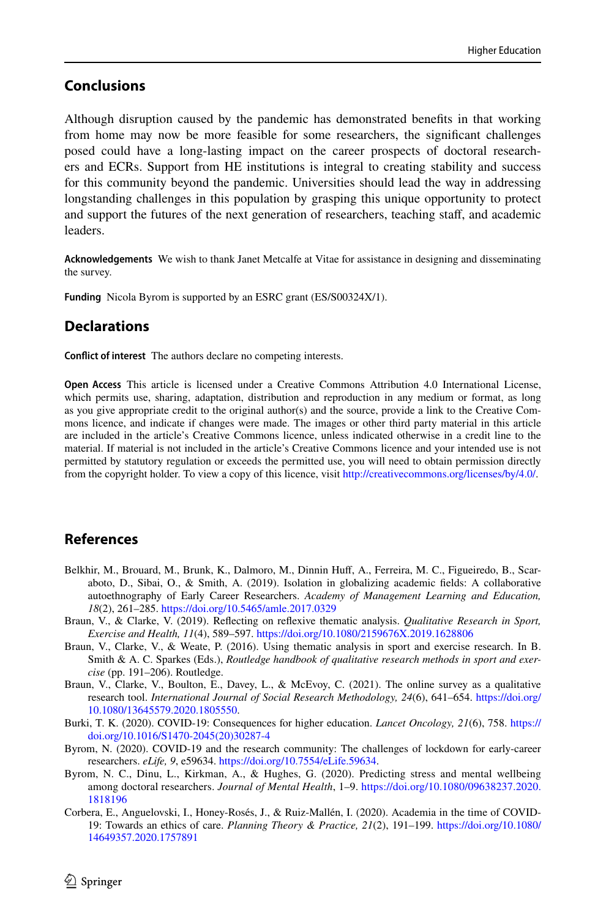## Conclusions

Although disruption caused by the pandemic has demonstrated benefits in that working from home may now be more feasible for some researchers, the significant challenges posed could have a long-lasting impact on the career prospects of doctoral researchers and ECRs. Support from HE institutions is integral to creating stability and success for this community beyond the pandemic. Universities should lead the way in addressing longstanding challenges in this population by grasping this unique opportunity to protect and support the futures of the next generation of researchers, teaching staff, and academic leaders.

**Acknowledgements** We wish to thank Janet Metcalfe at Vitae for assistance in designing and disseminating the survey.

**Funding** Nicola Byrom is supported by an ESRC grant (ES/S00324X/1).

## Declarations

**Conflict of interest** The authors declare no competing interests.

**Open Access** This article is licensed under a Creative Commons Attribution 4.0 International License, which permits use, sharing, adaptation, distribution and reproduction in any medium or format, as long as you give appropriate credit to the original author(s) and the source, provide a link to the Creative Commons licence, and indicate if changes were made. The images or other third party material in this article are included in the article's Creative Commons licence, unless indicated otherwise in a credit line to the material. If material is not included in the article's Creative Commons licence and your intended use is not permitted by statutory regulation or exceeds the permitted use, you will need to obtain permission directly from the copyright holder. To view a copy of this licence, visit http://creativecommons.org/licenses/by/4.0/.

## References

Belkhir, M., Brouard, M., Brunk, K., Dalmoro, M., Dinnin Huff, A., Ferreira, M. C., Figueiredo, B., Scaraboto, D., Sibai, O., & Smith, A. (2019). Isolation in globalizing academic fields: A collaborative autoethnography of Early Career Researchers. *Academy of Management Learning and Education, 18*(2), 261–285. https://doi.org/10.5465/amle.2017.0329

Braun, V., & Clarke, V. (2019). Reflecting on reflexive thematic analysis. *Qualitative Research in Sport, Exercise and Health, 11*(4), 589–597. https://doi.org/10.1080/2159676X.2019.1628806

Braun, V., Clarke, V., & Weate, P. (2016). Using thematic analysis in sport and exercise research. In B. Smith & A. C. Sparkes (Eds.), *Routledge handbook of qualitative research methods in sport and exercise* (pp. 191–206). Routledge.

Braun, V., Clarke, V., Boulton, E., Davey, L., & McEvoy, C. (2021). The online survey as a qualitative research tool. *International Journal of Social Research Methodology, 24*(6), 641–654. https://doi.org/10.1080/13645579.2020.1805550.

Burki, T. K. (2020). COVID-19: Consequences for higher education. *Lancet Oncology, 21*(6), 758. https://doi.org/10.1016/S1470-2045(20)30287-4

Byrom, N. (2020). COVID-19 and the research community: The challenges of lockdown for early-career researchers. *eLife, 9*, e59634. https://doi.org/10.7554/eLife.59634.

Byrom, N. C., Dinu, L., Kirkman, A., & Hughes, G. (2020). Predicting stress and mental wellbeing among doctoral researchers. *Journal of Mental Health*, 1–9. https://doi.org/10.1080/09638237.2020.1818196

Corbera, E., Anguelovski, I., Honey-Rosés, J., & Ruiz-Mallén, I. (2020). Academia in the time of COVID-19: Towards an ethics of care. *Planning Theory & Practice, 21*(2), 191–199. https://doi.org/10.1080/14649357.2020.1757891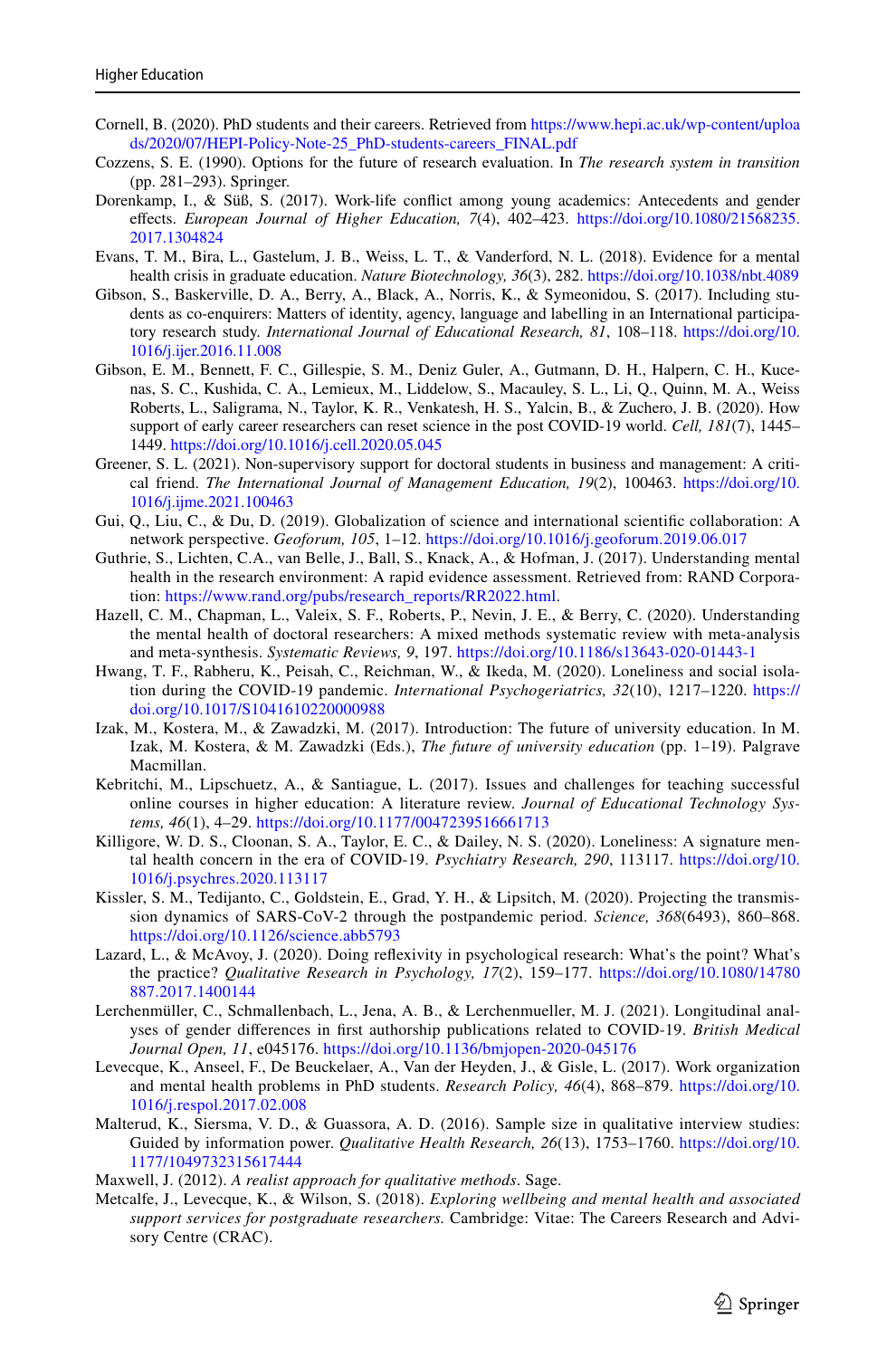Cornell, B. (2020). PhD students and their careers. Retrieved from https://www.hepi.ac.uk/wp-content/uploads/2020/07/HEPI-Policy-Note-25_PhD-students-careers_FINAL.pdf

Cozzens, S. E. (1990). Options for the future of research evaluation. In *The research system in transition* (pp. 281–293). Springer.

Dorenkamp, I., & Süß, S. (2017). Work-life conflict among young academics: Antecedents and gender effects. *European Journal of Higher Education, 7*(4), 402–423. https://doi.org/10.1080/21568235.2017.1304824

Evans, T. M., Bira, L., Gastelum, J. B., Weiss, L. T., & Vanderford, N. L. (2018). Evidence for a mental health crisis in graduate education. *Nature Biotechnology, 36*(3), 282. https://doi.org/10.1038/nbt.4089

Gibson, S., Baskerville, D. A., Berry, A., Black, A., Norris, K., & Symeonidou, S. (2017). Including students as co-enquirers: Matters of identity, agency, language and labelling in an International participatory research study. *International Journal of Educational Research, 81*, 108–118. https://doi.org/10.1016/j.ijer.2016.11.008

Gibson, E. M., Bennett, F. C., Gillespie, S. M., Deniz Guler, A., Gutmann, D. H., Halpern, C. H., Kucenas, S. C., Kushida, C. A., Lemieux, M., Liddelow, S., Macauley, S. L., Li, Q., Quinn, M. A., Weiss Roberts, L., Saligrama, N., Taylor, K. R., Venkatesh, H. S., Yalcin, B., & Zuchero, J. B. (2020). How support of early career researchers can reset science in the post COVID-19 world. *Cell, 181*(7), 1445–1449. https://doi.org/10.1016/j.cell.2020.05.045

Greener, S. L. (2021). Non-supervisory support for doctoral students in business and management: A critical friend. *The International Journal of Management Education, 19*(2), 100463. https://doi.org/10.1016/j.ijme.2021.100463

Gui, Q., Liu, C., & Du, D. (2019). Globalization of science and international scientific collaboration: A network perspective. *Geoforum, 105*, 1–12. https://doi.org/10.1016/j.geoforum.2019.06.017

Guthrie, S., Lichten, C.A., van Belle, J., Ball, S., Knack, A., & Hofman, J. (2017). Understanding mental health in the research environment: A rapid evidence assessment. Retrieved from: RAND Corporation: https://www.rand.org/pubs/research_reports/RR2022.html.

Hazell, C. M., Chapman, L., Valeix, S. F., Roberts, P., Nevin, J. E., & Berry, C. (2020). Understanding the mental health of doctoral researchers: A mixed methods systematic review with meta-analysis and meta-synthesis. *Systematic Reviews, 9*, 197. https://doi.org/10.1186/s13643-020-01443-1

Hwang, T. F., Rabheru, K., Peisah, C., Reichman, W., & Ikeda, M. (2020). Loneliness and social isolation during the COVID-19 pandemic. *International Psychogeriatrics, 32*(10), 1217–1220. https://doi.org/10.1017/S1041610220000988

Izak, M., Kostera, M., & Zawadzki, M. (2017). Introduction: The future of university education. In M. Izak, M. Kostera, & M. Zawadzki (Eds.), *The future of university education* (pp. 1–19). Palgrave Macmillan.

Kebritchi, M., Lipschuetz, A., & Santiague, L. (2017). Issues and challenges for teaching successful online courses in higher education: A literature review. *Journal of Educational Technology Systems, 46*(1), 4–29. https://doi.org/10.1177/0047239516661713

Killigore, W. D. S., Cloonan, S. A., Taylor, E. C., & Dailey, N. S. (2020). Loneliness: A signature mental health concern in the era of COVID-19. *Psychiatry Research, 290*, 113117. https://doi.org/10.1016/j.psychres.2020.113117

Kissler, S. M., Tedijanto, C., Goldstein, E., Grad, Y. H., & Lipsitch, M. (2020). Projecting the transmission dynamics of SARS-CoV-2 through the postpandemic period. *Science, 368*(6493), 860–868. https://doi.org/10.1126/science.abb5793

Lazard, L., & McAvoy, J. (2020). Doing reflexivity in psychological research: What's the point? What's the practice? *Qualitative Research in Psychology, 17*(2), 159–177. https://doi.org/10.1080/14780887.2017.1400144

Lerchenmüller, C., Schmallenbach, L., Jena, A. B., & Lerchenmueller, M. J. (2021). Longitudinal analyses of gender differences in first authorship publications related to COVID-19. *British Medical Journal Open, 11*, e045176. https://doi.org/10.1136/bmjopen-2020-045176

Levecque, K., Anseel, F., De Beuckelaer, A., Van der Heyden, J., & Gisle, L. (2017). Work organization and mental health problems in PhD students. *Research Policy, 46*(4), 868–879. https://doi.org/10.1016/j.respol.2017.02.008

Malterud, K., Siersma, V. D., & Guassora, A. D. (2016). Sample size in qualitative interview studies: Guided by information power. *Qualitative Health Research, 26*(13), 1753–1760. https://doi.org/10.1177/1049732315617444

Maxwell, J. (2012). *A realist approach for qualitative methods*. Sage.

Metcalfe, J., Levecque, K., & Wilson, S. (2018). *Exploring wellbeing and mental health and associated support services for postgraduate researchers.* Cambridge: Vitae: The Careers Research and Advisory Centre (CRAC).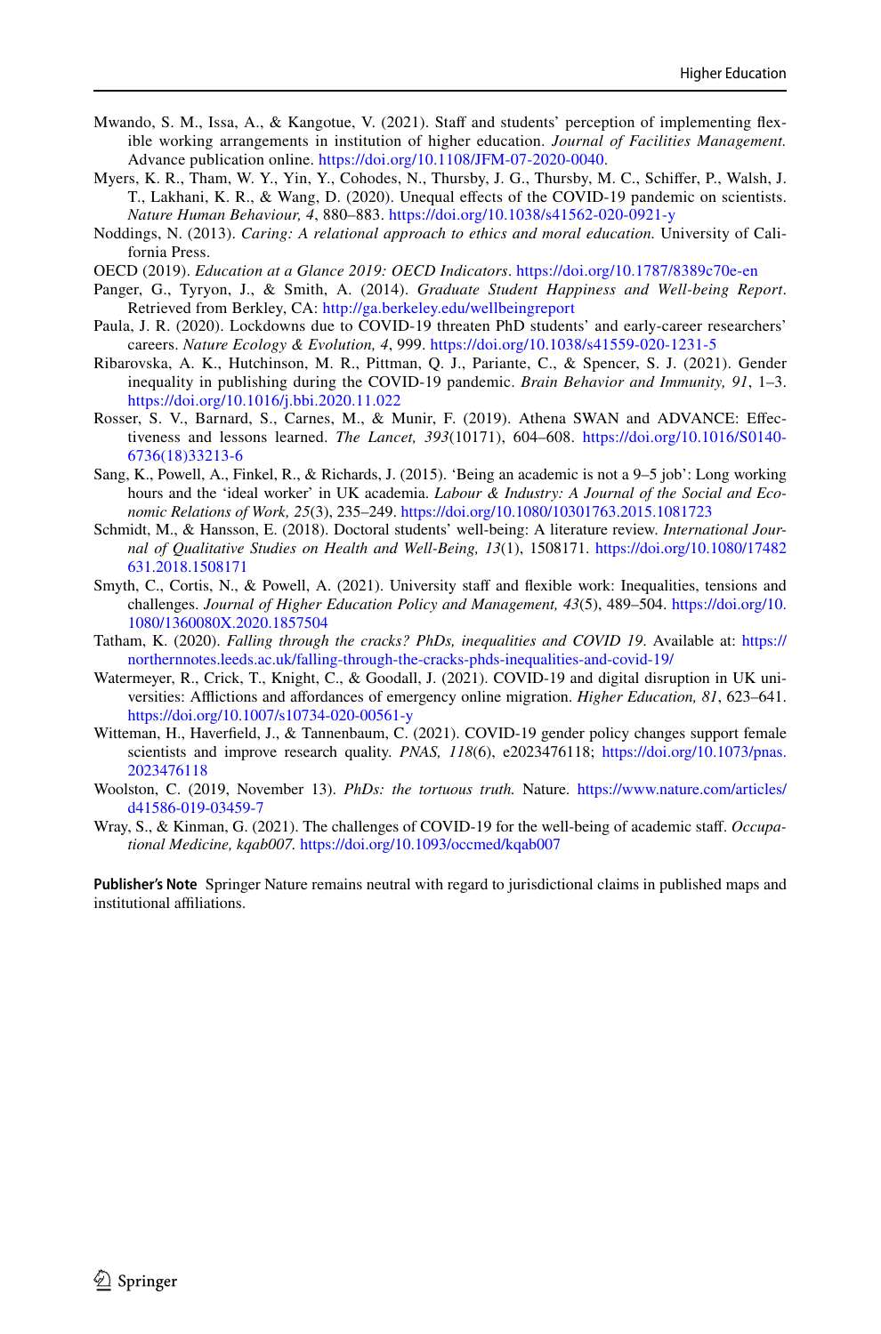Mwando, S. M., Issa, A., & Kangotue, V. (2021). Staff and students' perception of implementing flexible working arrangements in institution of higher education. *Journal of Facilities Management.* Advance publication online. https://doi.org/10.1108/JFM-07-2020-0040.

Myers, K. R., Tham, W. Y., Yin, Y., Cohodes, N., Thursby, J. G., Thursby, M. C., Schiffer, P., Walsh, J. T., Lakhani, K. R., & Wang, D. (2020). Unequal effects of the COVID-19 pandemic on scientists. *Nature Human Behaviour, 4*, 880–883. https://doi.org/10.1038/s41562-020-0921-y

Noddings, N. (2013). *Caring: A relational approach to ethics and moral education.* University of California Press.

OECD (2019). *Education at a Glance 2019: OECD Indicators*. https://doi.org/10.1787/8389c70e-en

Panger, G., Tyryon, J., & Smith, A. (2014). *Graduate Student Happiness and Well-being Report*. Retrieved from Berkley, CA: http://ga.berkeley.edu/wellbeingreport

Paula, J. R. (2020). Lockdowns due to COVID-19 threaten PhD students' and early-career researchers' careers. *Nature Ecology & Evolution, 4*, 999. https://doi.org/10.1038/s41559-020-1231-5

Ribarovska, A. K., Hutchinson, M. R., Pittman, Q. J., Pariante, C., & Spencer, S. J. (2021). Gender inequality in publishing during the COVID-19 pandemic. *Brain Behavior and Immunity, 91*, 1–3. https://doi.org/10.1016/j.bbi.2020.11.022

Rosser, S. V., Barnard, S., Carnes, M., & Munir, F. (2019). Athena SWAN and ADVANCE: Effectiveness and lessons learned. *The Lancet, 393*(10171), 604–608. https://doi.org/10.1016/S0140-6736(18)33213-6

Sang, K., Powell, A., Finkel, R., & Richards, J. (2015). 'Being an academic is not a 9–5 job': Long working hours and the 'ideal worker' in UK academia. *Labour & Industry: A Journal of the Social and Economic Relations of Work, 25*(3), 235–249. https://doi.org/10.1080/10301763.2015.1081723

Schmidt, M., & Hansson, E. (2018). Doctoral students' well-being: A literature review. *International Journal of Qualitative Studies on Health and Well-Being, 13*(1), 1508171. https://doi.org/10.1080/17482631.2018.1508171

Smyth, C., Cortis, N., & Powell, A. (2021). University staff and flexible work: Inequalities, tensions and challenges. *Journal of Higher Education Policy and Management, 43*(5), 489–504. https://doi.org/10.1080/1360080X.2020.1857504

Tatham, K. (2020). *Falling through the cracks? PhDs, inequalities and COVID 19*. Available at: https://northernnotes.leeds.ac.uk/falling-through-the-cracks-phds-inequalities-and-covid-19/

Watermeyer, R., Crick, T., Knight, C., & Goodall, J. (2021). COVID-19 and digital disruption in UK universities: Afflictions and affordances of emergency online migration. *Higher Education, 81*, 623–641. https://doi.org/10.1007/s10734-020-00561-y

Witteman, H., Haverfield, J., & Tannenbaum, C. (2021). COVID-19 gender policy changes support female scientists and improve research quality. *PNAS, 118*(6), e2023476118; https://doi.org/10.1073/pnas.2023476118

Woolston, C. (2019, November 13). *PhDs: the tortuous truth.* Nature. https://www.nature.com/articles/d41586-019-03459-7

Wray, S., & Kinman, G. (2021). The challenges of COVID-19 for the well-being of academic staff. *Occupational Medicine, kqab007.* https://doi.org/10.1093/occmed/kqab007

**Publisher's Note** Springer Nature remains neutral with regard to jurisdictional claims in published maps and institutional affiliations.